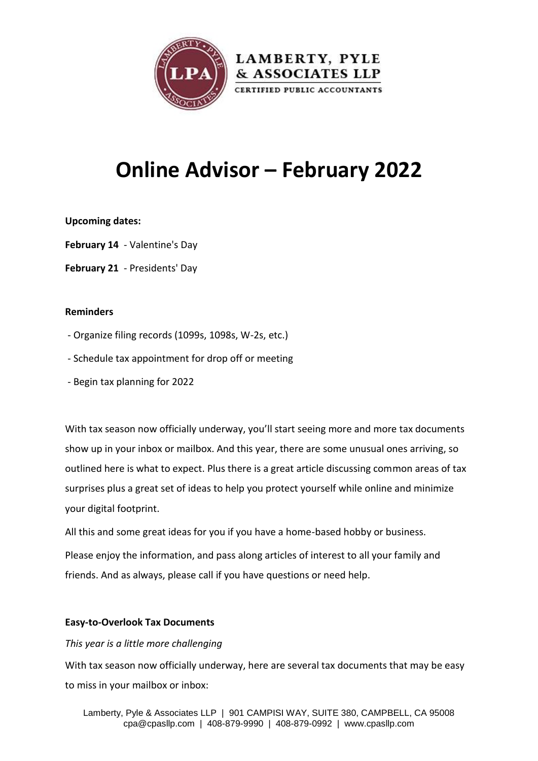LAMBERTY, PYLE & ASSOCIATES LLP

CERTIFIED PUBLIC ACCOUNTANTS

# Online Advisor – February 2022

**Upcoming dates:**

**February 14** - Valentine's Day

**February 21** - Presidents' Day

**Reminders**

- Organize filing records (1099s, 1098s, W-2s, etc.)
- Schedule tax appointment for drop off or meeting
- Begin tax planning for 2022

With tax season now officially underway, you'll start seeing more and more tax documents show up in your inbox or mailbox. And this year, there are some unusual ones arriving, so outlined here is what to expect. Plus there is a great article discussing common areas of tax surprises plus a great set of ideas to help you protect yourself while online and minimize your digital footprint.

All this and some great ideas for you if you have a home-based hobby or business.

Please enjoy the information, and pass along articles of interest to all your family and friends. And as always, please call if you have questions or need help.

**Easy-to-Overlook Tax Documents**

*This year is a little more challenging*

With tax season now officially underway, here are several tax documents that may be easy to miss in your mailbox or inbox: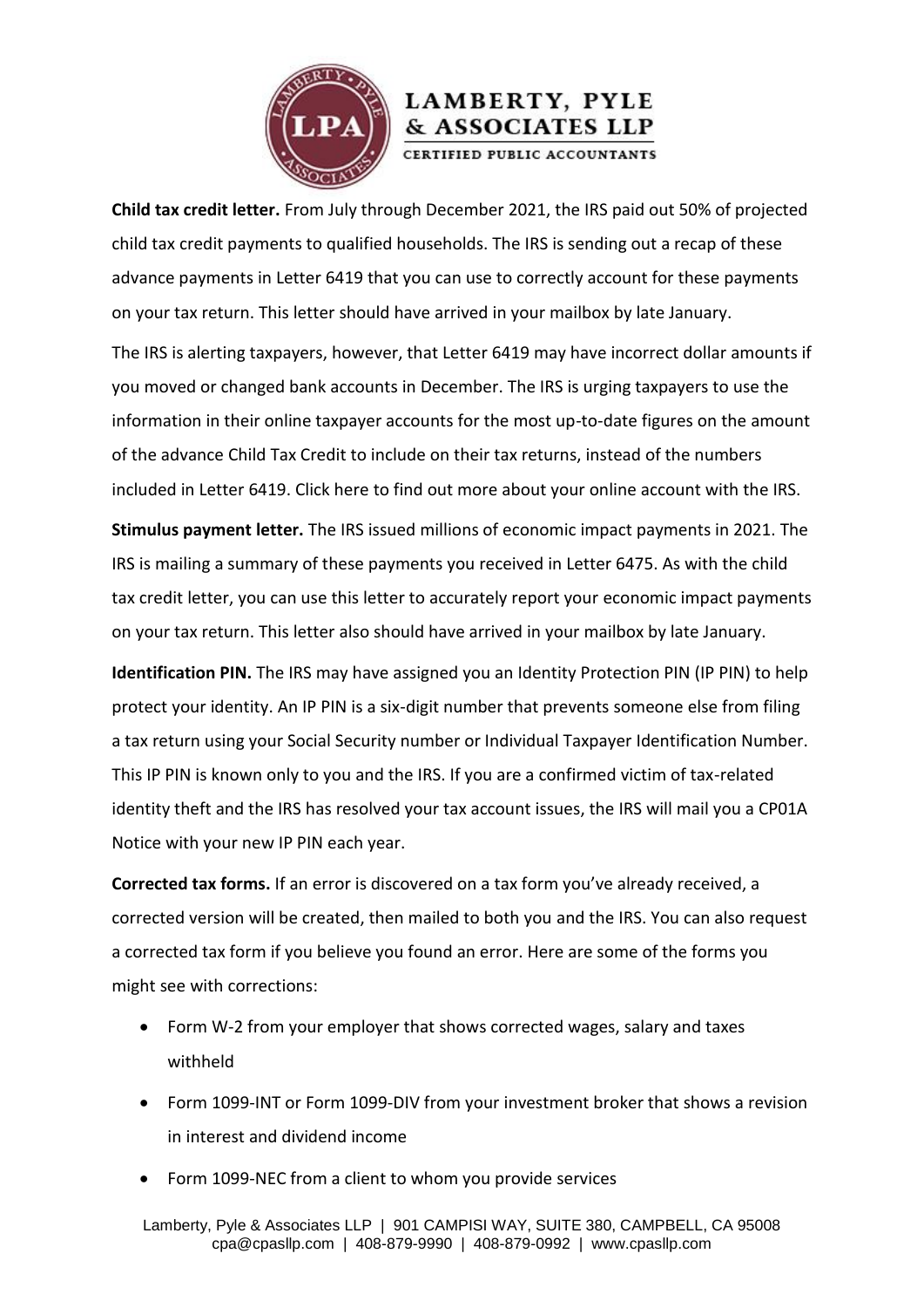**Child tax credit letter.** From July through December 2021, the IRS paid out 50% of projected child tax credit payments to qualified households. The IRS is sending out a recap of these advance payments in Letter 6419 that you can use to correctly account for these payments on your tax return. This letter should have arrived in your mailbox by late January.

The IRS is alerting taxpayers, however, that Letter 6419 may have incorrect dollar amounts if you moved or changed bank accounts in December. The IRS is urging taxpayers to use the information in their online taxpayer accounts for the most up-to-date figures on the amount of the advance Child Tax Credit to include on their tax returns, instead of the numbers included in Letter 6419. Click here to find out more about your online account with the IRS.

**Stimulus payment letter.** The IRS issued millions of economic impact payments in 2021. The IRS is mailing a summary of these payments you received in Letter 6475. As with the child tax credit letter, you can use this letter to accurately report your economic impact payments on your tax return. This letter also should have arrived in your mailbox by late January.

**Identification PIN.** The IRS may have assigned you an Identity Protection PIN (IP PIN) to help protect your identity. An IP PIN is a six-digit number that prevents someone else from filing a tax return using your Social Security number or Individual Taxpayer Identification Number. This IP PIN is known only to you and the IRS. If you are a confirmed victim of tax-related identity theft and the IRS has resolved your tax account issues, the IRS will mail you a CP01A Notice with your new IP PIN each year.

**Corrected tax forms.** If an error is discovered on a tax form you've already received, a corrected version will be created, then mailed to both you and the IRS. You can also request a corrected tax form if you believe you found an error. Here are some of the forms you might see with corrections:

- Form W-2 from your employer that shows corrected wages, salary and taxes withheld
- Form 1099-INT or Form 1099-DIV from your investment broker that shows a revision in interest and dividend income
- Form 1099-NEC from a client to whom you provide services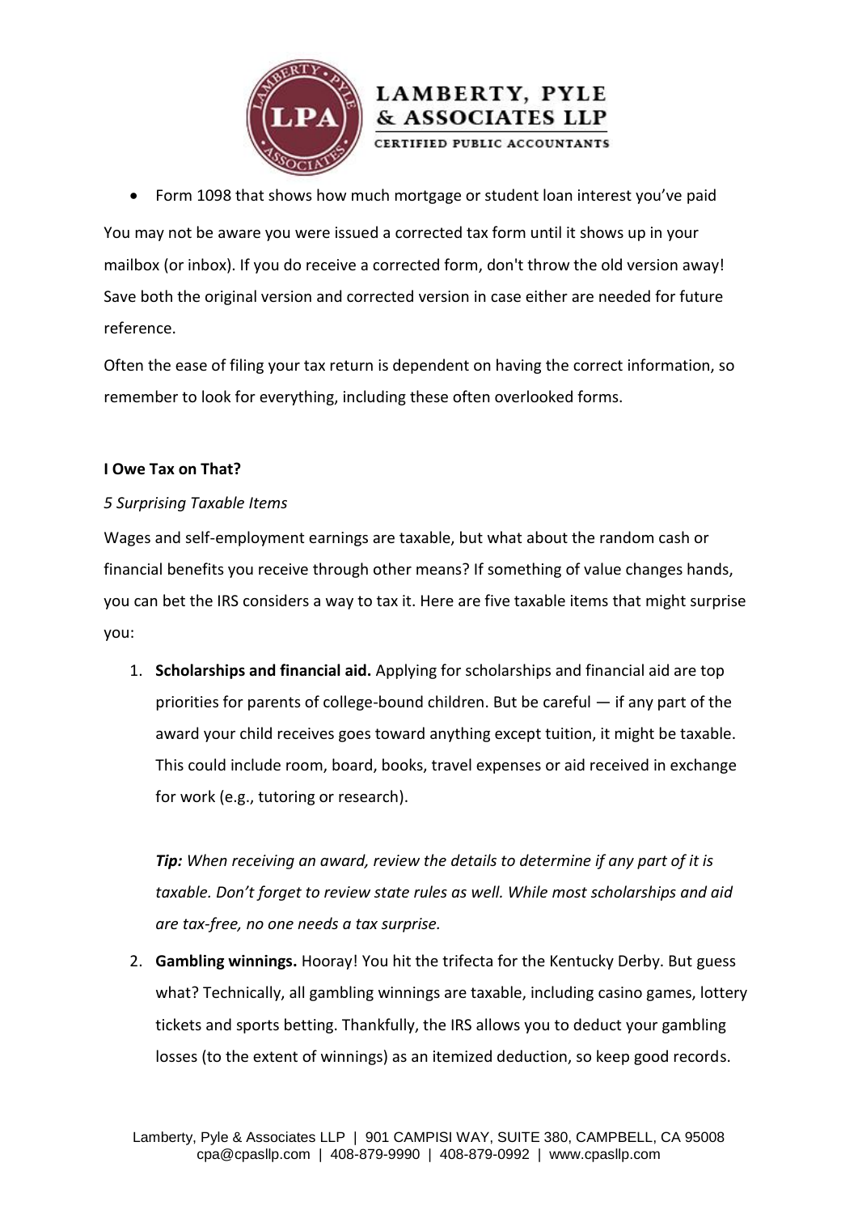- Form 1098 that shows how much mortgage or student loan interest you've paid

You may not be aware you were issued a corrected tax form until it shows up in your mailbox (or inbox). If you do receive a corrected form, don't throw the old version away! Save both the original version and corrected version in case either are needed for future reference.

Often the ease of filing your tax return is dependent on having the correct information, so remember to look for everything, including these often overlooked forms.

**I Owe Tax on That?**

*5 Surprising Taxable Items*

Wages and self-employment earnings are taxable, but what about the random cash or financial benefits you receive through other means? If something of value changes hands, you can bet the IRS considers a way to tax it. Here are five taxable items that might surprise you:

1. **Scholarships and financial aid.** Applying for scholarships and financial aid are top priorities for parents of college-bound children. But be careful — if any part of the award your child receives goes toward anything except tuition, it might be taxable. This could include room, board, books, travel expenses or aid received in exchange for work (e.g., tutoring or research).

   ***Tip:*** *When receiving an award, review the details to determine if any part of it is taxable. Don't forget to review state rules as well. While most scholarships and aid are tax-free, no one needs a tax surprise.*

2. **Gambling winnings.** Hooray! You hit the trifecta for the Kentucky Derby. But guess what? Technically, all gambling winnings are taxable, including casino games, lottery tickets and sports betting. Thankfully, the IRS allows you to deduct your gambling losses (to the extent of winnings) as an itemized deduction, so keep good records.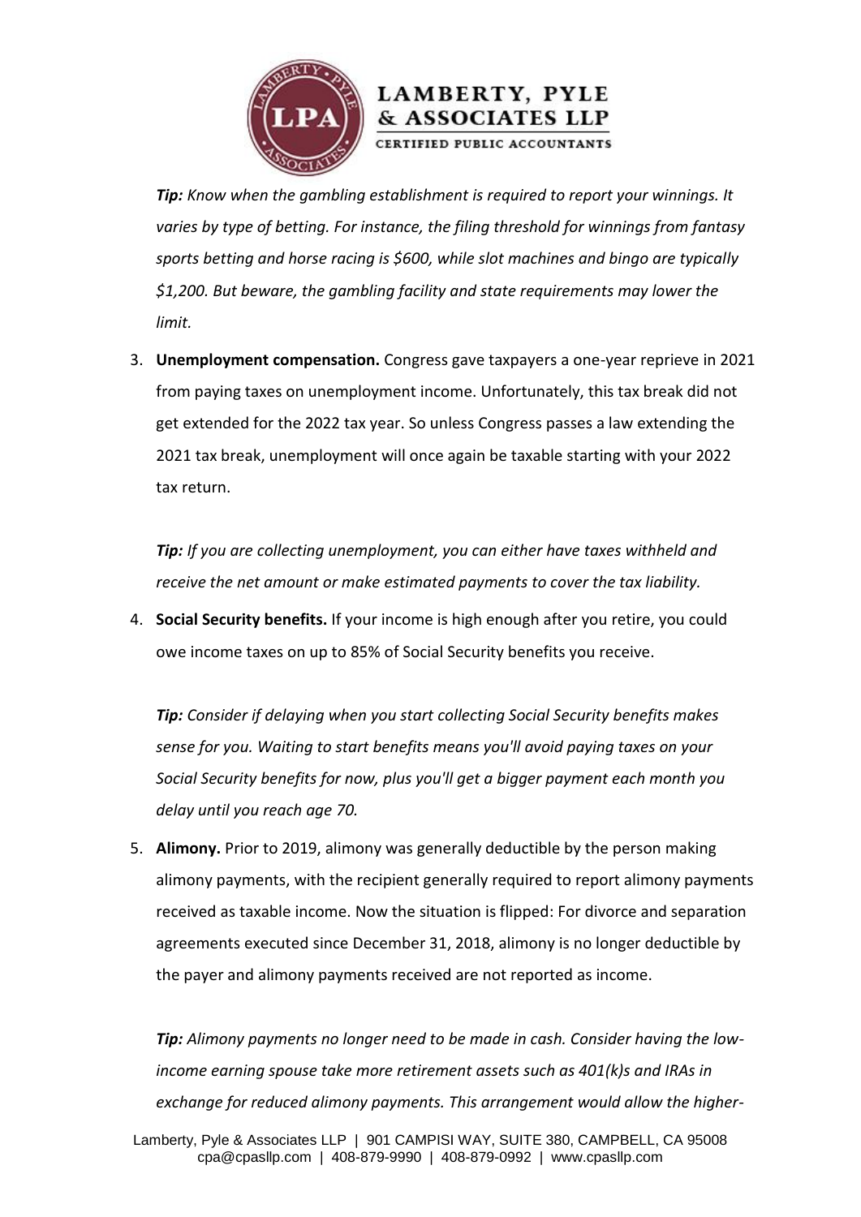*Tip:* ***Know when the gambling establishment is required to report your winnings. It varies by type of betting. For instance, the filing threshold for winnings from fantasy sports betting and horse racing is $600, while slot machines and bingo are typically $1,200. But beware, the gambling facility and state requirements may lower the limit.***

3. **Unemployment compensation.** Congress gave taxpayers a one-year reprieve in 2021 from paying taxes on unemployment income. Unfortunately, this tax break did not get extended for the 2022 tax year. So unless Congress passes a law extending the 2021 tax break, unemployment will once again be taxable starting with your 2022 tax return.

   ***Tip:*** *If you are collecting unemployment, you can either have taxes withheld and receive the net amount or make estimated payments to cover the tax liability.*

4. **Social Security benefits.** If your income is high enough after you retire, you could owe income taxes on up to 85% of Social Security benefits you receive.

   ***Tip:*** *Consider if delaying when you start collecting Social Security benefits makes sense for you. Waiting to start benefits means you'll avoid paying taxes on your Social Security benefits for now, plus you'll get a bigger payment each month you delay until you reach age 70.*

5. **Alimony.** Prior to 2019, alimony was generally deductible by the person making alimony payments, with the recipient generally required to report alimony payments received as taxable income. Now the situation is flipped: For divorce and separation agreements executed since December 31, 2018, alimony is no longer deductible by the payer and alimony payments received are not reported as income.

   ***Tip:*** *Alimony payments no longer need to be made in cash. Consider having the low-income earning spouse take more retirement assets such as 401(k)s and IRAs in exchange for reduced alimony payments. This arrangement would allow the higher-*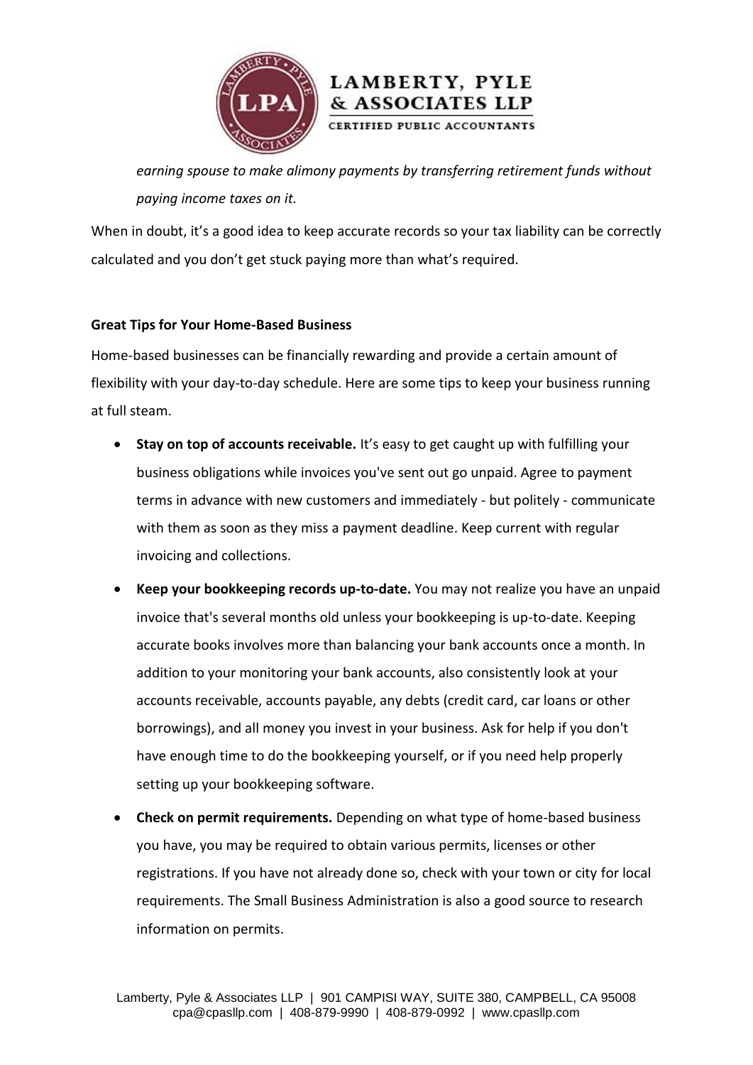*earning spouse to make alimony payments by transferring retirement funds without paying income taxes on it.*

When in doubt, it's a good idea to keep accurate records so your tax liability can be correctly calculated and you don't get stuck paying more than what's required.

**Great Tips for Your Home-Based Business**

Home-based businesses can be financially rewarding and provide a certain amount of flexibility with your day-to-day schedule. Here are some tips to keep your business running at full steam.

- **Stay on top of accounts receivable.** It's easy to get caught up with fulfilling your business obligations while invoices you've sent out go unpaid. Agree to payment terms in advance with new customers and immediately - but politely - communicate with them as soon as they miss a payment deadline. Keep current with regular invoicing and collections.
- **Keep your bookkeeping records up-to-date.** You may not realize you have an unpaid invoice that's several months old unless your bookkeeping is up-to-date. Keeping accurate books involves more than balancing your bank accounts once a month. In addition to your monitoring your bank accounts, also consistently look at your accounts receivable, accounts payable, any debts (credit card, car loans or other borrowings), and all money you invest in your business. Ask for help if you don't have enough time to do the bookkeeping yourself, or if you need help properly setting up your bookkeeping software.
- **Check on permit requirements.** Depending on what type of home-based business you have, you may be required to obtain various permits, licenses or other registrations. If you have not already done so, check with your town or city for local requirements. The Small Business Administration is also a good source to research information on permits.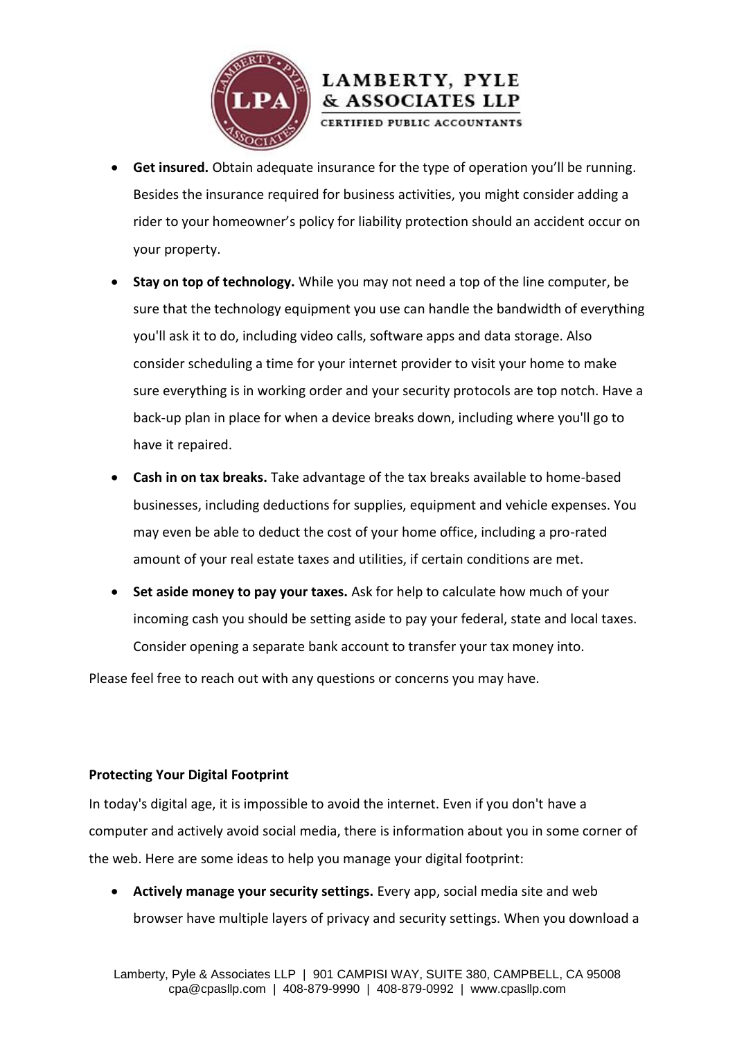- **Get insured.** Obtain adequate insurance for the type of operation you'll be running. Besides the insurance required for business activities, you might consider adding a rider to your homeowner's policy for liability protection should an accident occur on your property.
- **Stay on top of technology.** While you may not need a top of the line computer, be sure that the technology equipment you use can handle the bandwidth of everything you'll ask it to do, including video calls, software apps and data storage. Also consider scheduling a time for your internet provider to visit your home to make sure everything is in working order and your security protocols are top notch. Have a back-up plan in place for when a device breaks down, including where you'll go to have it repaired.
- **Cash in on tax breaks.** Take advantage of the tax breaks available to home-based businesses, including deductions for supplies, equipment and vehicle expenses. You may even be able to deduct the cost of your home office, including a pro-rated amount of your real estate taxes and utilities, if certain conditions are met.
- **Set aside money to pay your taxes.** Ask for help to calculate how much of your incoming cash you should be setting aside to pay your federal, state and local taxes. Consider opening a separate bank account to transfer your tax money into.

Please feel free to reach out with any questions or concerns you may have.

**Protecting Your Digital Footprint**

In today's digital age, it is impossible to avoid the internet. Even if you don't have a computer and actively avoid social media, there is information about you in some corner of the web. Here are some ideas to help you manage your digital footprint:

- **Actively manage your security settings.** Every app, social media site and web browser have multiple layers of privacy and security settings. When you download a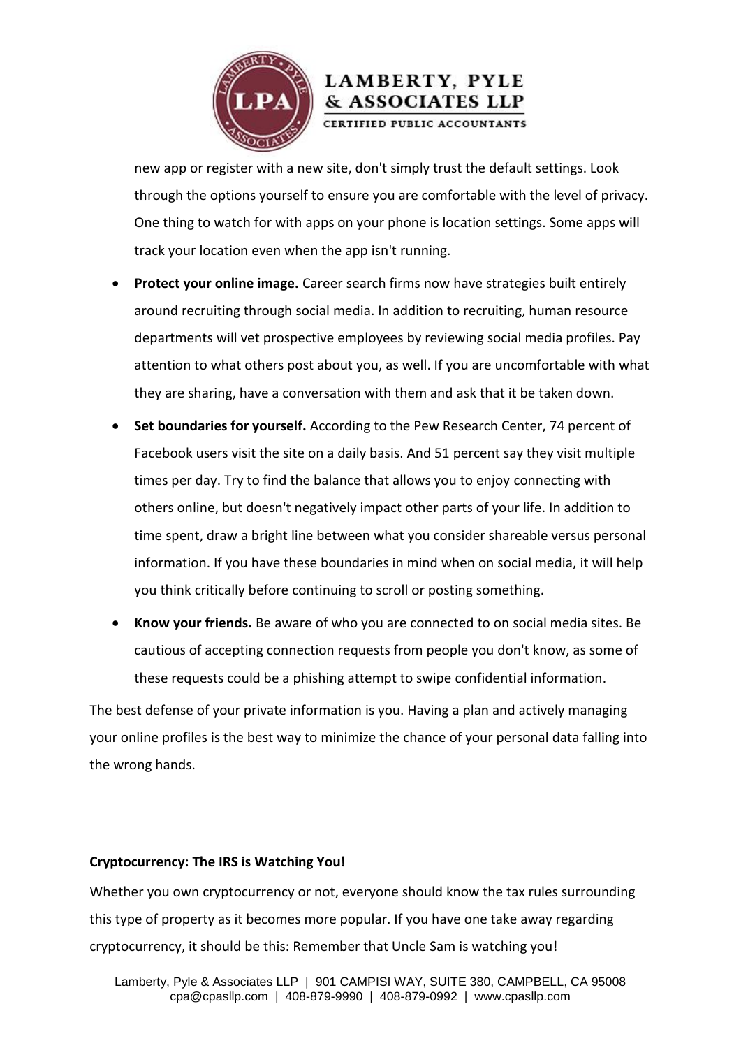new app or register with a new site, don't simply trust the default settings. Look through the options yourself to ensure you are comfortable with the level of privacy. One thing to watch for with apps on your phone is location settings. Some apps will track your location even when the app isn't running.

- **Protect your online image.** Career search firms now have strategies built entirely around recruiting through social media. In addition to recruiting, human resource departments will vet prospective employees by reviewing social media profiles. Pay attention to what others post about you, as well. If you are uncomfortable with what they are sharing, have a conversation with them and ask that it be taken down.
- **Set boundaries for yourself.** According to the Pew Research Center, 74 percent of Facebook users visit the site on a daily basis. And 51 percent say they visit multiple times per day. Try to find the balance that allows you to enjoy connecting with others online, but doesn't negatively impact other parts of your life. In addition to time spent, draw a bright line between what you consider shareable versus personal information. If you have these boundaries in mind when on social media, it will help you think critically before continuing to scroll or posting something.
- **Know your friends.** Be aware of who you are connected to on social media sites. Be cautious of accepting connection requests from people you don't know, as some of these requests could be a phishing attempt to swipe confidential information.

The best defense of your private information is you. Having a plan and actively managing your online profiles is the best way to minimize the chance of your personal data falling into the wrong hands.

**Cryptocurrency: The IRS is Watching You!**

Whether you own cryptocurrency or not, everyone should know the tax rules surrounding this type of property as it becomes more popular. If you have one take away regarding cryptocurrency, it should be this: Remember that Uncle Sam is watching you!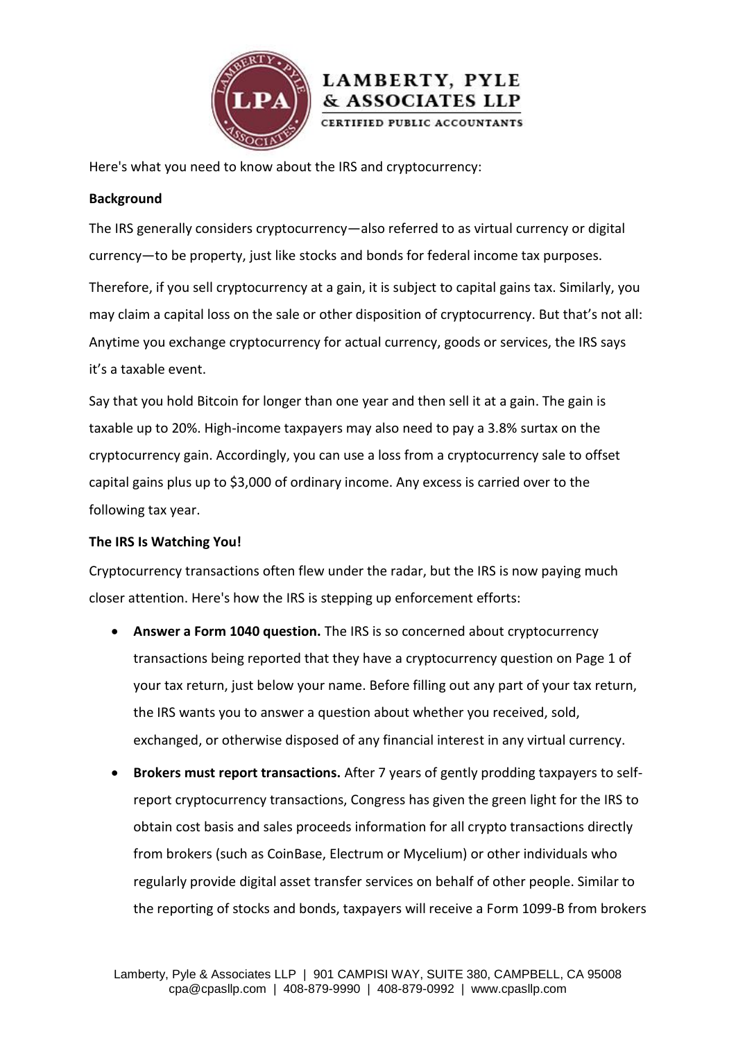Here's what you need to know about the IRS and cryptocurrency:

**Background**

The IRS generally considers cryptocurrency—also referred to as virtual currency or digital currency—to be property, just like stocks and bonds for federal income tax purposes.

Therefore, if you sell cryptocurrency at a gain, it is subject to capital gains tax. Similarly, you may claim a capital loss on the sale or other disposition of cryptocurrency. But that's not all: Anytime you exchange cryptocurrency for actual currency, goods or services, the IRS says it's a taxable event.

Say that you hold Bitcoin for longer than one year and then sell it at a gain. The gain is taxable up to 20%. High-income taxpayers may also need to pay a 3.8% surtax on the cryptocurrency gain. Accordingly, you can use a loss from a cryptocurrency sale to offset capital gains plus up to $3,000 of ordinary income. Any excess is carried over to the following tax year.

**The IRS Is Watching You!**

Cryptocurrency transactions often flew under the radar, but the IRS is now paying much closer attention. Here's how the IRS is stepping up enforcement efforts:

- **Answer a Form 1040 question.** The IRS is so concerned about cryptocurrency transactions being reported that they have a cryptocurrency question on Page 1 of your tax return, just below your name. Before filling out any part of your tax return, the IRS wants you to answer a question about whether you received, sold, exchanged, or otherwise disposed of any financial interest in any virtual currency.
- **Brokers must report transactions.** After 7 years of gently prodding taxpayers to self-report cryptocurrency transactions, Congress has given the green light for the IRS to obtain cost basis and sales proceeds information for all crypto transactions directly from brokers (such as CoinBase, Electrum or Mycelium) or other individuals who regularly provide digital asset transfer services on behalf of other people. Similar to the reporting of stocks and bonds, taxpayers will receive a Form 1099-B from brokers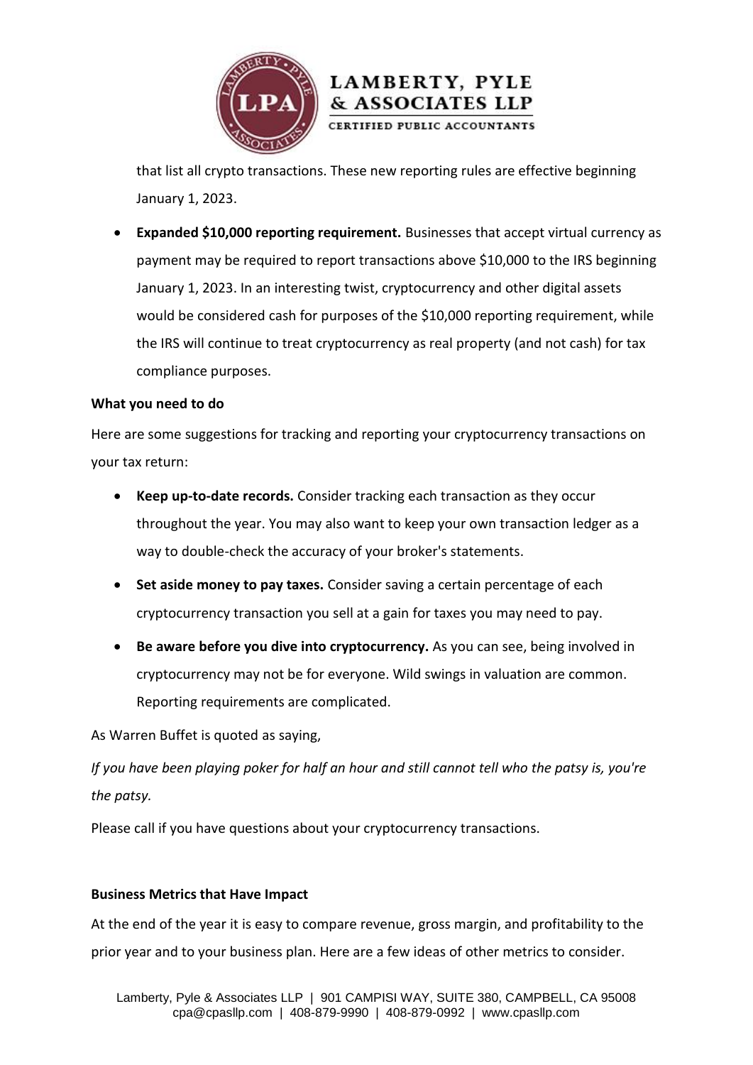that list all crypto transactions. These new reporting rules are effective beginning January 1, 2023.

- **Expanded $10,000 reporting requirement.** Businesses that accept virtual currency as payment may be required to report transactions above $10,000 to the IRS beginning January 1, 2023. In an interesting twist, cryptocurrency and other digital assets would be considered cash for purposes of the $10,000 reporting requirement, while the IRS will continue to treat cryptocurrency as real property (and not cash) for tax compliance purposes.

**What you need to do**

Here are some suggestions for tracking and reporting your cryptocurrency transactions on your tax return:

- **Keep up-to-date records.** Consider tracking each transaction as they occur throughout the year. You may also want to keep your own transaction ledger as a way to double-check the accuracy of your broker's statements.
- **Set aside money to pay taxes.** Consider saving a certain percentage of each cryptocurrency transaction you sell at a gain for taxes you may need to pay.
- **Be aware before you dive into cryptocurrency.** As you can see, being involved in cryptocurrency may not be for everyone. Wild swings in valuation are common. Reporting requirements are complicated.

As Warren Buffet is quoted as saying,

*If you have been playing poker for half an hour and still cannot tell who the patsy is, you're the patsy.*

Please call if you have questions about your cryptocurrency transactions.

**Business Metrics that Have Impact**

At the end of the year it is easy to compare revenue, gross margin, and profitability to the prior year and to your business plan. Here are a few ideas of other metrics to consider.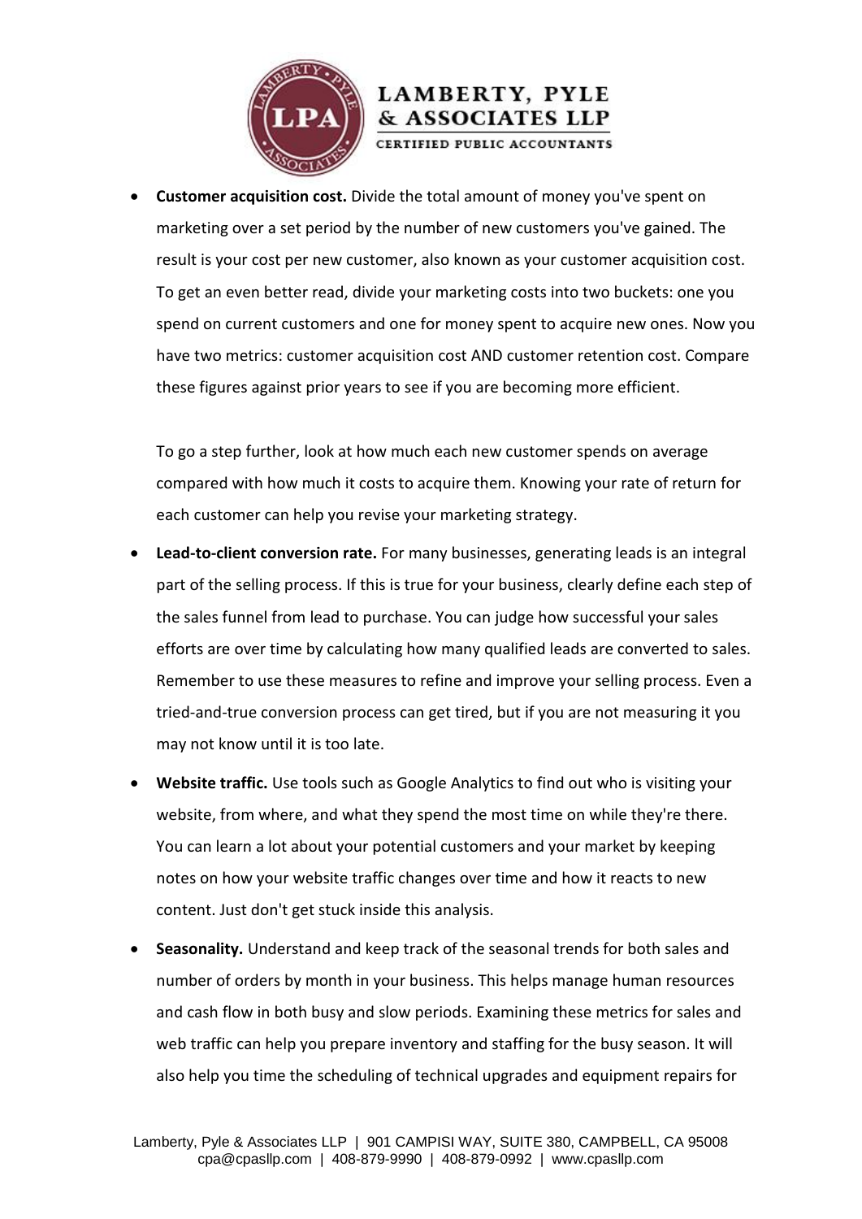- **Customer acquisition cost.** Divide the total amount of money you've spent on marketing over a set period by the number of new customers you've gained. The result is your cost per new customer, also known as your customer acquisition cost. To get an even better read, divide your marketing costs into two buckets: one you spend on current customers and one for money spent to acquire new ones. Now you have two metrics: customer acquisition cost AND customer retention cost. Compare these figures against prior years to see if you are becoming more efficient.

  To go a step further, look at how much each new customer spends on average compared with how much it costs to acquire them. Knowing your rate of return for each customer can help you revise your marketing strategy.

- **Lead-to-client conversion rate.** For many businesses, generating leads is an integral part of the selling process. If this is true for your business, clearly define each step of the sales funnel from lead to purchase. You can judge how successful your sales efforts are over time by calculating how many qualified leads are converted to sales. Remember to use these measures to refine and improve your selling process. Even a tried-and-true conversion process can get tired, but if you are not measuring it you may not know until it is too late.

- **Website traffic.** Use tools such as Google Analytics to find out who is visiting your website, from where, and what they spend the most time on while they're there. You can learn a lot about your potential customers and your market by keeping notes on how your website traffic changes over time and how it reacts to new content. Just don't get stuck inside this analysis.

- **Seasonality.** Understand and keep track of the seasonal trends for both sales and number of orders by month in your business. This helps manage human resources and cash flow in both busy and slow periods. Examining these metrics for sales and web traffic can help you prepare inventory and staffing for the busy season. It will also help you time the scheduling of technical upgrades and equipment repairs for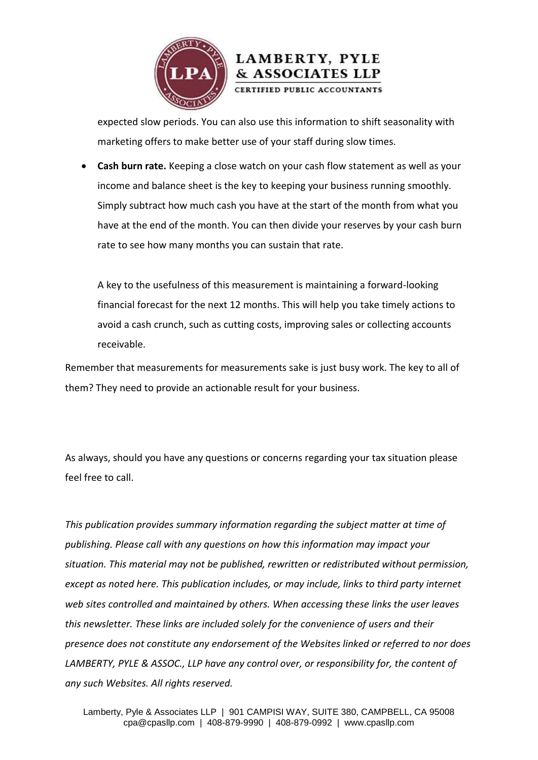expected slow periods. You can also use this information to shift seasonality with marketing offers to make better use of your staff during slow times.

- **Cash burn rate.** Keeping a close watch on your cash flow statement as well as your income and balance sheet is the key to keeping your business running smoothly. Simply subtract how much cash you have at the start of the month from what you have at the end of the month. You can then divide your reserves by your cash burn rate to see how many months you can sustain that rate.

  A key to the usefulness of this measurement is maintaining a forward-looking financial forecast for the next 12 months. This will help you take timely actions to avoid a cash crunch, such as cutting costs, improving sales or collecting accounts receivable.

Remember that measurements for measurements sake is just busy work. The key to all of them? They need to provide an actionable result for your business.

As always, should you have any questions or concerns regarding your tax situation please feel free to call.

*This publication provides summary information regarding the subject matter at time of publishing. Please call with any questions on how this information may impact your situation. This material may not be published, rewritten or redistributed without permission, except as noted here. This publication includes, or may include, links to third party internet web sites controlled and maintained by others. When accessing these links the user leaves this newsletter. These links are included solely for the convenience of users and their presence does not constitute any endorsement of the Websites linked or referred to nor does LAMBERTY, PYLE & ASSOC., LLP have any control over, or responsibility for, the content of any such Websites. All rights reserved.*